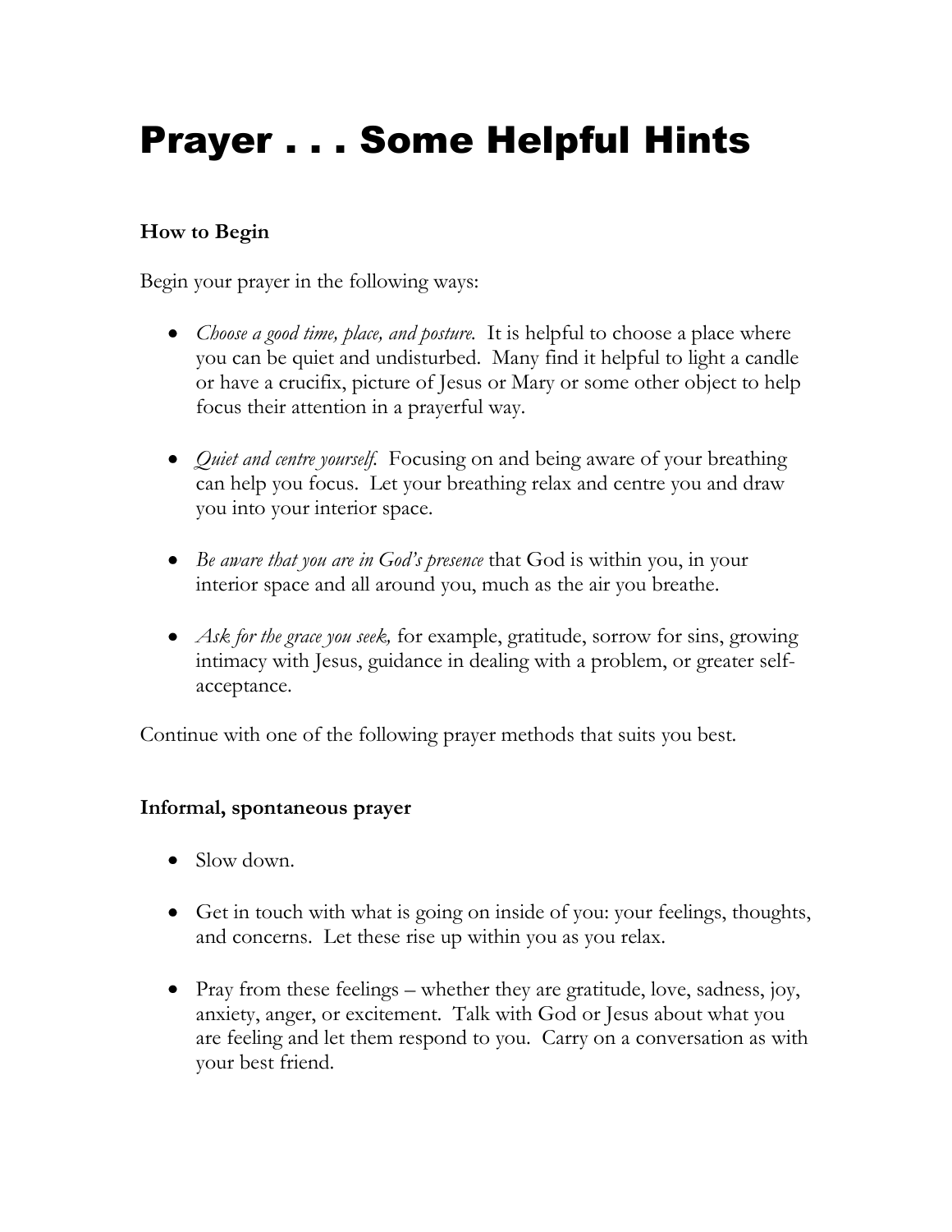# Prayer . . . Some Helpful Hints

### How to Begin

Begin your prayer in the following ways:

- *Choose a good time, place, and posture.* It is helpful to choose a place where you can be quiet and undisturbed. Many find it helpful to light a candle or have a crucifix, picture of Jesus or Mary or some other object to help focus their attention in a prayerful way.

- *Quiet and centre yourself.* Focusing on and being aware of your breathing can help you focus. Let your breathing relax and centre you and draw you into your interior space.

- *Be aware that you are in God's presence* that God is within you, in your interior space and all around you, much as the air you breathe.

- *Ask for the grace you seek,* for example, gratitude, sorrow for sins, growing intimacy with Jesus, guidance in dealing with a problem, or greater self-acceptance.

Continue with one of the following prayer methods that suits you best.

### Informal, spontaneous prayer

- Slow down.

- Get in touch with what is going on inside of you: your feelings, thoughts, and concerns. Let these rise up within you as you relax.

- Pray from these feelings – whether they are gratitude, love, sadness, joy, anxiety, anger, or excitement. Talk with God or Jesus about what you are feeling and let them respond to you. Carry on a conversation as with your best friend.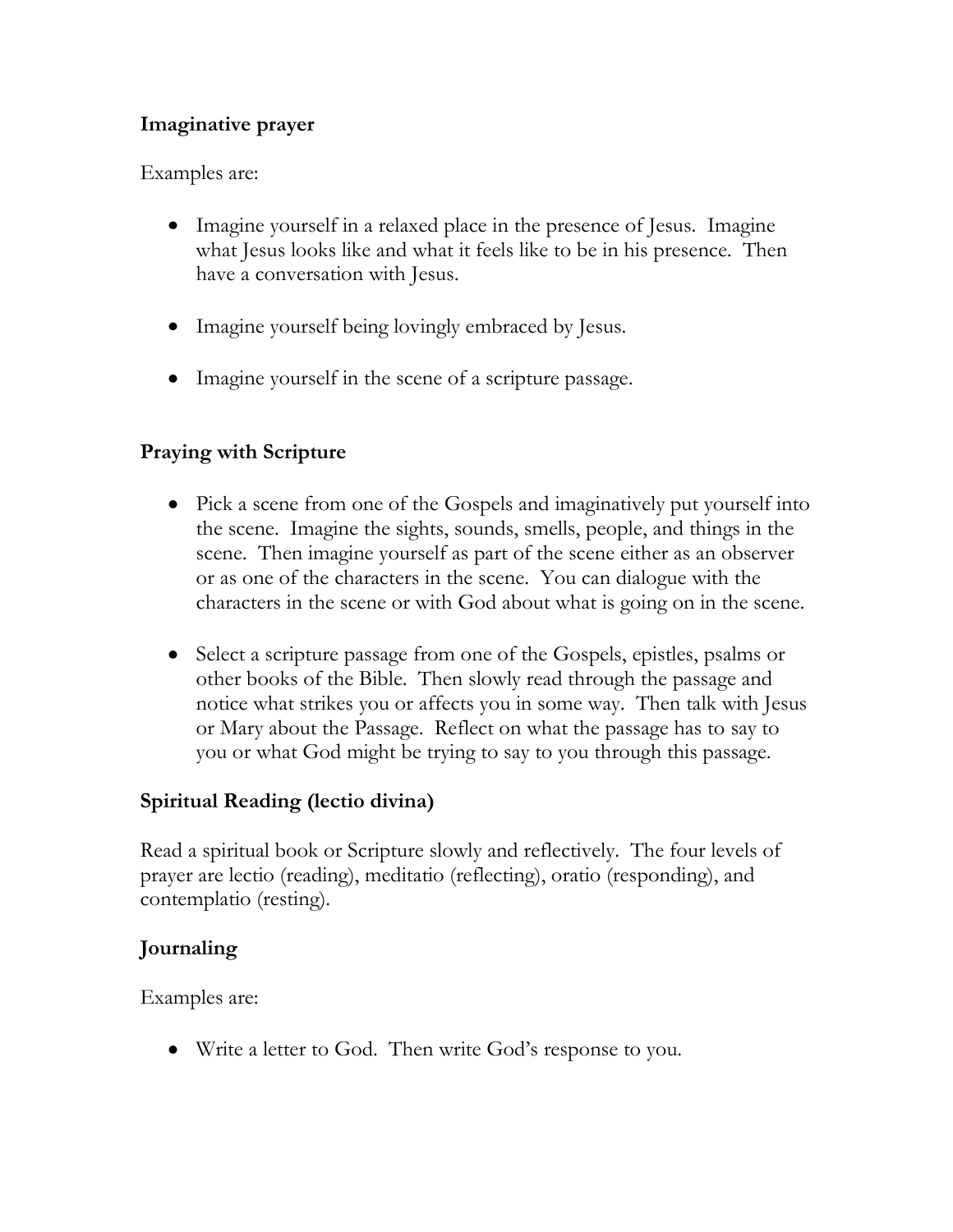**Imaginative prayer**

Examples are:

- Imagine yourself in a relaxed place in the presence of Jesus. Imagine what Jesus looks like and what it feels like to be in his presence. Then have a conversation with Jesus.

- Imagine yourself being lovingly embraced by Jesus.

- Imagine yourself in the scene of a scripture passage.

**Praying with Scripture**

- Pick a scene from one of the Gospels and imaginatively put yourself into the scene. Imagine the sights, sounds, smells, people, and things in the scene. Then imagine yourself as part of the scene either as an observer or as one of the characters in the scene. You can dialogue with the characters in the scene or with God about what is going on in the scene.

- Select a scripture passage from one of the Gospels, epistles, psalms or other books of the Bible. Then slowly read through the passage and notice what strikes you or affects you in some way. Then talk with Jesus or Mary about the Passage. Reflect on what the passage has to say to you or what God might be trying to say to you through this passage.

**Spiritual Reading (lectio divina)**

Read a spiritual book or Scripture slowly and reflectively. The four levels of prayer are lectio (reading), meditatio (reflecting), oratio (responding), and contemplatio (resting).

**Journaling**

Examples are:

- Write a letter to God. Then write God's response to you.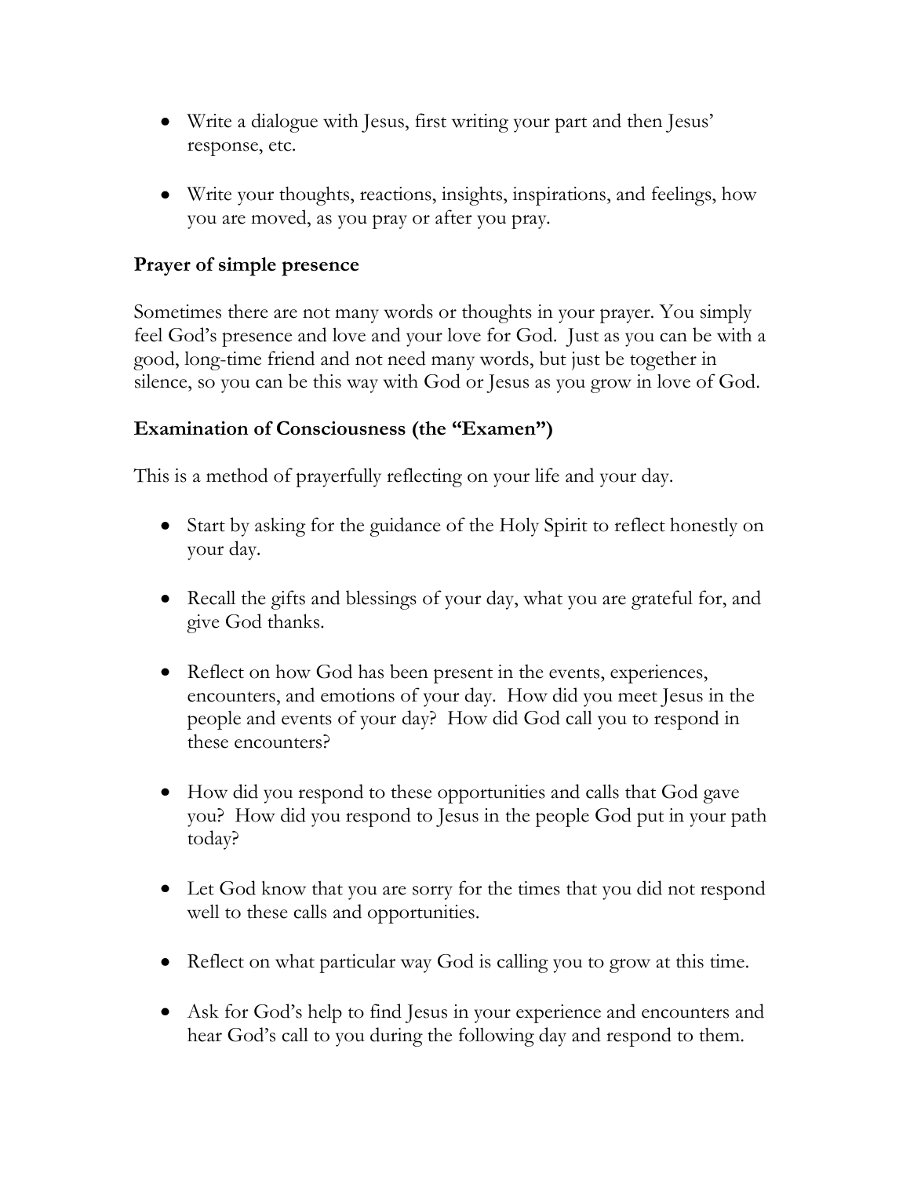- Write a dialogue with Jesus, first writing your part and then Jesus' response, etc.

- Write your thoughts, reactions, insights, inspirations, and feelings, how you are moved, as you pray or after you pray.

### Prayer of simple presence

Sometimes there are not many words or thoughts in your prayer. You simply feel God's presence and love and your love for God. Just as you can be with a good, long-time friend and not need many words, but just be together in silence, so you can be this way with God or Jesus as you grow in love of God.

### Examination of Consciousness (the "Examen")

This is a method of prayerfully reflecting on your life and your day.

- Start by asking for the guidance of the Holy Spirit to reflect honestly on your day.

- Recall the gifts and blessings of your day, what you are grateful for, and give God thanks.

- Reflect on how God has been present in the events, experiences, encounters, and emotions of your day. How did you meet Jesus in the people and events of your day? How did God call you to respond in these encounters?

- How did you respond to these opportunities and calls that God gave you? How did you respond to Jesus in the people God put in your path today?

- Let God know that you are sorry for the times that you did not respond well to these calls and opportunities.

- Reflect on what particular way God is calling you to grow at this time.

- Ask for God's help to find Jesus in your experience and encounters and hear God's call to you during the following day and respond to them.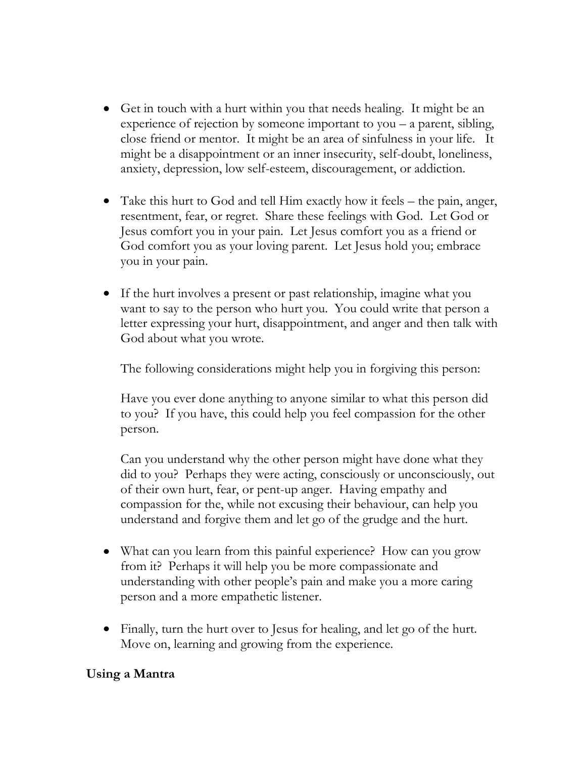- Get in touch with a hurt within you that needs healing. It might be an experience of rejection by someone important to you – a parent, sibling, close friend or mentor. It might be an area of sinfulness in your life. It might be a disappointment or an inner insecurity, self-doubt, loneliness, anxiety, depression, low self-esteem, discouragement, or addiction.

- Take this hurt to God and tell Him exactly how it feels – the pain, anger, resentment, fear, or regret. Share these feelings with God. Let God or Jesus comfort you in your pain. Let Jesus comfort you as a friend or God comfort you as your loving parent. Let Jesus hold you; embrace you in your pain.

- If the hurt involves a present or past relationship, imagine what you want to say to the person who hurt you. You could write that person a letter expressing your hurt, disappointment, and anger and then talk with God about what you wrote.

  The following considerations might help you in forgiving this person:

  Have you ever done anything to anyone similar to what this person did to you? If you have, this could help you feel compassion for the other person.

  Can you understand why the other person might have done what they did to you? Perhaps they were acting, consciously or unconsciously, out of their own hurt, fear, or pent-up anger. Having empathy and compassion for the, while not excusing their behaviour, can help you understand and forgive them and let go of the grudge and the hurt.

- What can you learn from this painful experience? How can you grow from it? Perhaps it will help you be more compassionate and understanding with other people's pain and make you a more caring person and a more empathetic listener.

- Finally, turn the hurt over to Jesus for healing, and let go of the hurt. Move on, learning and growing from the experience.

**Using a Mantra**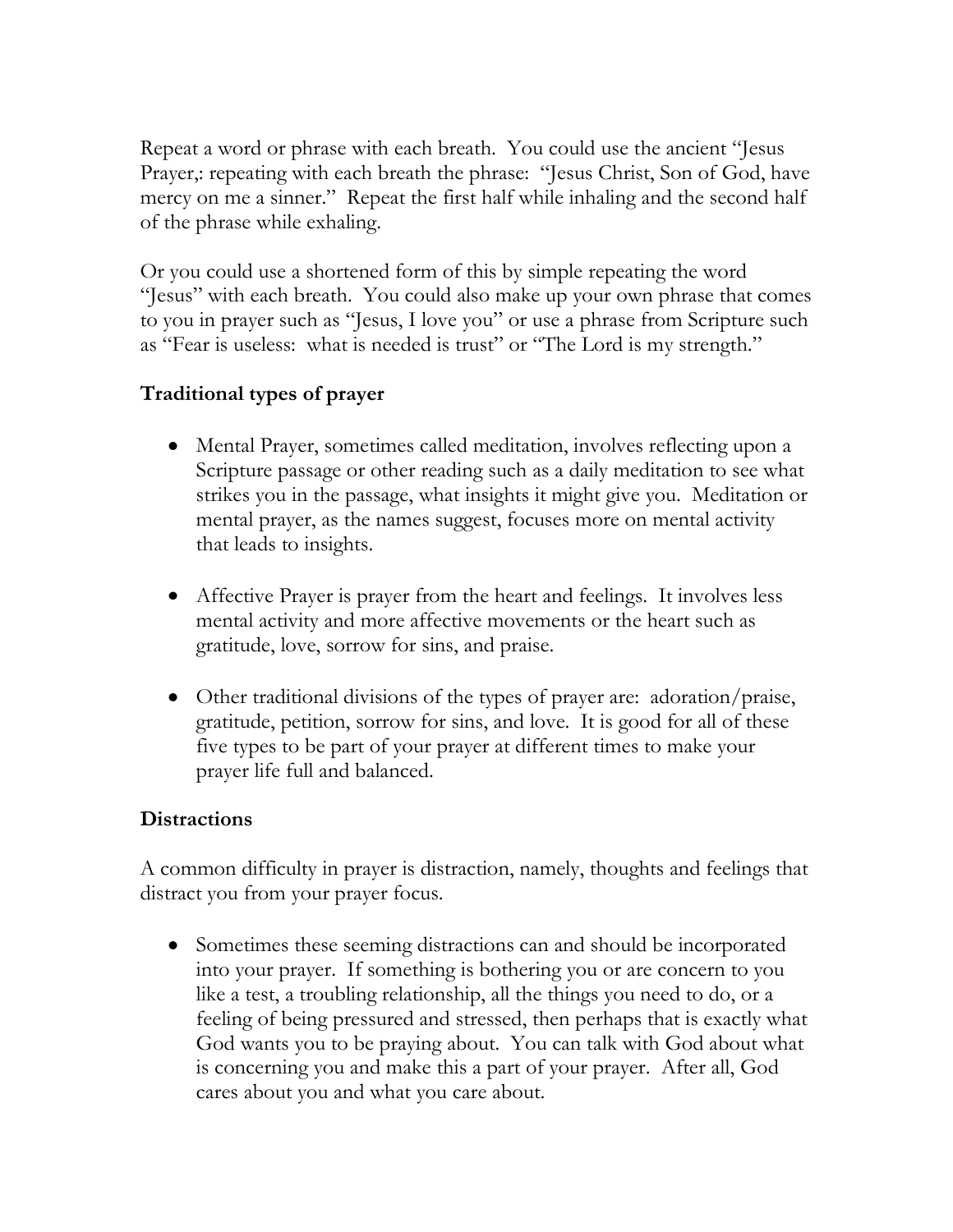Repeat a word or phrase with each breath. You could use the ancient "Jesus Prayer,: repeating with each breath the phrase: "Jesus Christ, Son of God, have mercy on me a sinner." Repeat the first half while inhaling and the second half of the phrase while exhaling.

Or you could use a shortened form of this by simple repeating the word "Jesus" with each breath. You could also make up your own phrase that comes to you in prayer such as "Jesus, I love you" or use a phrase from Scripture such as "Fear is useless: what is needed is trust" or "The Lord is my strength."

### Traditional types of prayer

- Mental Prayer, sometimes called meditation, involves reflecting upon a Scripture passage or other reading such as a daily meditation to see what strikes you in the passage, what insights it might give you. Meditation or mental prayer, as the names suggest, focuses more on mental activity that leads to insights.

- Affective Prayer is prayer from the heart and feelings. It involves less mental activity and more affective movements or the heart such as gratitude, love, sorrow for sins, and praise.

- Other traditional divisions of the types of prayer are: adoration/praise, gratitude, petition, sorrow for sins, and love. It is good for all of these five types to be part of your prayer at different times to make your prayer life full and balanced.

### Distractions

A common difficulty in prayer is distraction, namely, thoughts and feelings that distract you from your prayer focus.

- Sometimes these seeming distractions can and should be incorporated into your prayer. If something is bothering you or are concern to you like a test, a troubling relationship, all the things you need to do, or a feeling of being pressured and stressed, then perhaps that is exactly what God wants you to be praying about. You can talk with God about what is concerning you and make this a part of your prayer. After all, God cares about you and what you care about.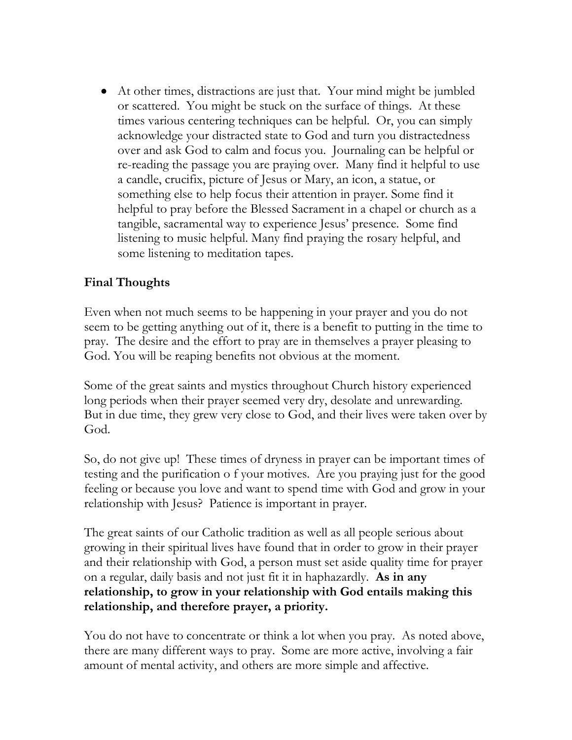- At other times, distractions are just that. Your mind might be jumbled or scattered. You might be stuck on the surface of things. At these times various centering techniques can be helpful. Or, you can simply acknowledge your distracted state to God and turn you distractedness over and ask God to calm and focus you. Journaling can be helpful or re-reading the passage you are praying over. Many find it helpful to use a candle, crucifix, picture of Jesus or Mary, an icon, a statue, or something else to help focus their attention in prayer. Some find it helpful to pray before the Blessed Sacrament in a chapel or church as a tangible, sacramental way to experience Jesus' presence. Some find listening to music helpful. Many find praying the rosary helpful, and some listening to meditation tapes.

**Final Thoughts**

Even when not much seems to be happening in your prayer and you do not seem to be getting anything out of it, there is a benefit to putting in the time to pray. The desire and the effort to pray are in themselves a prayer pleasing to God. You will be reaping benefits not obvious at the moment.

Some of the great saints and mystics throughout Church history experienced long periods when their prayer seemed very dry, desolate and unrewarding. But in due time, they grew very close to God, and their lives were taken over by God.

So, do not give up! These times of dryness in prayer can be important times of testing and the purification o f your motives. Are you praying just for the good feeling or because you love and want to spend time with God and grow in your relationship with Jesus? Patience is important in prayer.

The great saints of our Catholic tradition as well as all people serious about growing in their spiritual lives have found that in order to grow in their prayer and their relationship with God, a person must set aside quality time for prayer on a regular, daily basis and not just fit it in haphazardly. **As in any relationship, to grow in your relationship with God entails making this relationship, and therefore prayer, a priority.**

You do not have to concentrate or think a lot when you pray. As noted above, there are many different ways to pray. Some are more active, involving a fair amount of mental activity, and others are more simple and affective.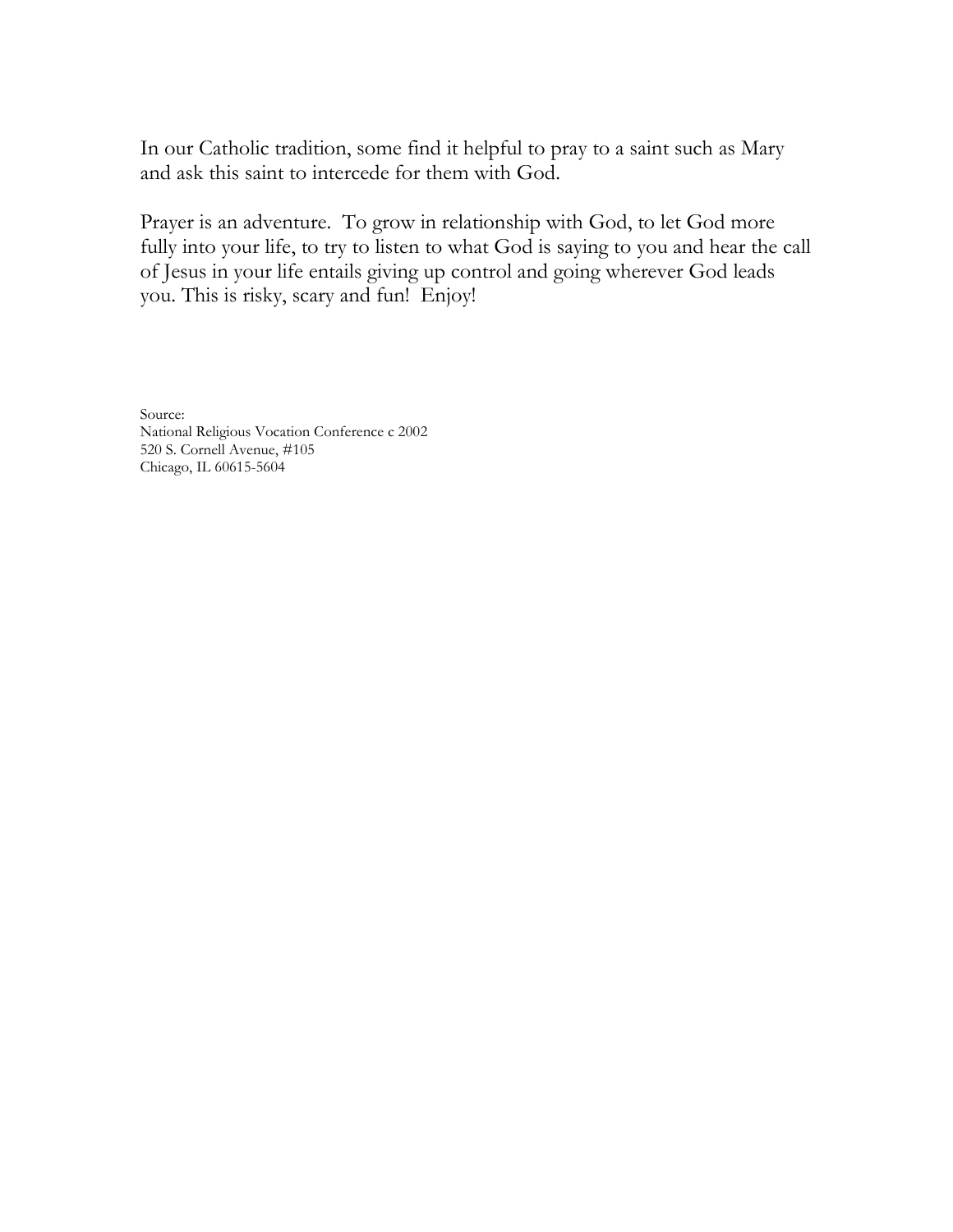In our Catholic tradition, some find it helpful to pray to a saint such as Mary and ask this saint to intercede for them with God.

Prayer is an adventure. To grow in relationship with God, to let God more fully into your life, to try to listen to what God is saying to you and hear the call of Jesus in your life entails giving up control and going wherever God leads you. This is risky, scary and fun! Enjoy!

Source:  
National Religious Vocation Conference c 2002  
520 S. Cornell Avenue, #105  
Chicago, IL 60615-5604